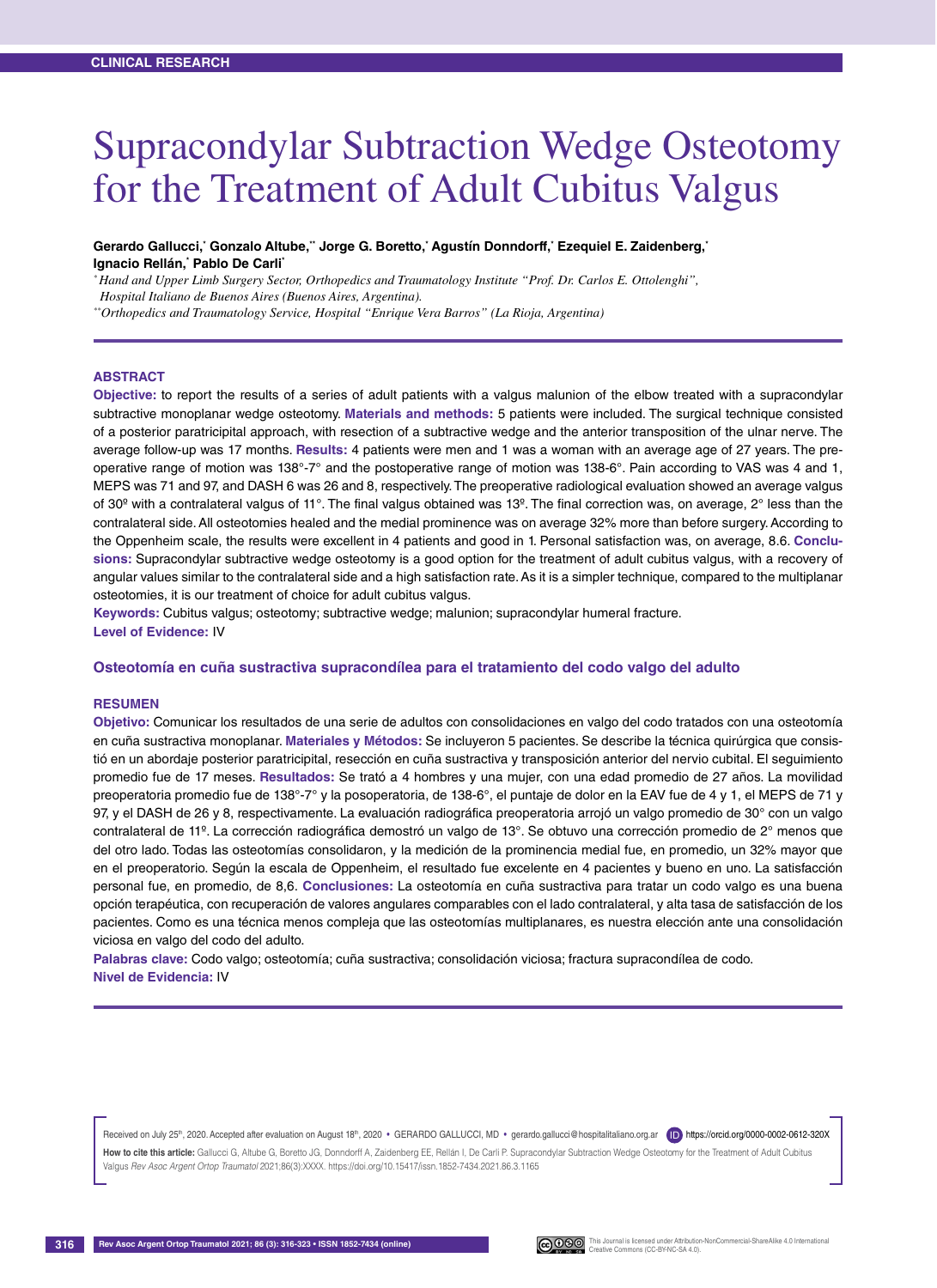CLINICAL RESEARCH

# Supracondylar Subtraction Wedge Osteotomy for the Treatment of Adult Cubitus Valgus

**Gerardo Gallucci,[*] Gonzalo Altube,[**] Jorge G. Boretto,[*] Agustín Donndorff,[*] Ezequiel E. Zaidenberg,[*] Ignacio Rellán,[*] Pablo De Carli[*]**

[*] *Hand and Upper Limb Surgery Sector, Orthopedics and Traumatology Institute "Prof. Dr. Carlos E. Ottolenghi", Hospital Italiano de Buenos Aires (Buenos Aires, Argentina).*

[**] *Orthopedics and Traumatology Service, Hospital "Enrique Vera Barros" (La Rioja, Argentina)*

## ABSTRACT

**Objective:** to report the results of a series of adult patients with a valgus malunion of the elbow treated with a supracondylar subtractive monoplanar wedge osteotomy. **Materials and methods:** 5 patients were included. The surgical technique consisted of a posterior paratricipital approach, with resection of a subtractive wedge and the anterior transposition of the ulnar nerve. The average follow-up was 17 months. **Results:** 4 patients were men and 1 was a woman with an average age of 27 years. The pre-operative range of motion was 138°-7° and the postoperative range of motion was 138-6°. Pain according to VAS was 4 and 1, MEPS was 71 and 97, and DASH 6 was 26 and 8, respectively. The preoperative radiological evaluation showed an average valgus of 30º with a contralateral valgus of 11°. The final valgus obtained was 13º. The final correction was, on average, 2° less than the contralateral side. All osteotomies healed and the medial prominence was on average 32% more than before surgery. According to the Oppenheim scale, the results were excellent in 4 patients and good in 1. Personal satisfaction was, on average, 8.6. **Conclusions:** Supracondylar subtractive wedge osteotomy is a good option for the treatment of adult cubitus valgus, with a recovery of angular values similar to the contralateral side and a high satisfaction rate. As it is a simpler technique, compared to the multiplanar osteotomies, it is our treatment of choice for adult cubitus valgus.

**Keywords:** Cubitus valgus; osteotomy; subtractive wedge; malunion; supracondylar humeral fracture.

**Level of Evidence:** IV

### Osteotomía en cuña sustractiva supracondílea para el tratamiento del codo valgo del adulto

## RESUMEN

**Objetivo:** Comunicar los resultados de una serie de adultos con consolidaciones en valgo del codo tratados con una osteotomía en cuña sustractiva monoplanar. **Materiales y Métodos:** Se incluyeron 5 pacientes. Se describe la técnica quirúrgica que consistió en un abordaje posterior paratricipital, resección en cuña sustractiva y transposición anterior del nervio cubital. El seguimiento promedio fue de 17 meses. **Resultados:** Se trató a 4 hombres y una mujer, con una edad promedio de 27 años. La movilidad preoperatoria promedio fue de 138°-7° y la posoperatoria, de 138-6°, el puntaje de dolor en la EAV fue de 4 y 1, el MEPS de 71 y 97, y el DASH de 26 y 8, respectivamente. La evaluación radiográfica preoperatoria arrojó un valgo promedio de 30° con un valgo contralateral de 11º. La corrección radiográfica demostró un valgo de 13°. Se obtuvo una corrección promedio de 2° menos que del otro lado. Todas las osteotomías consolidaron, y la medición de la prominencia medial fue, en promedio, un 32% mayor que en el preoperatorio. Según la escala de Oppenheim, el resultado fue excelente en 4 pacientes y bueno en uno. La satisfacción personal fue, en promedio, de 8,6. **Conclusiones:** La osteotomía en cuña sustractiva para tratar un codo valgo es una buena opción terapéutica, con recuperación de valores angulares comparables con el lado contralateral, y alta tasa de satisfacción de los pacientes. Como es una técnica menos compleja que las osteotomías multiplanares, es nuestra elección ante una consolidación viciosa en valgo del codo del adulto.

**Palabras clave:** Codo valgo; osteotomía; cuña sustractiva; consolidación viciosa; fractura supracondílea de codo.

**Nivel de Evidencia:** IV

Received on July 25th, 2020. Accepted after evaluation on August 18th, 2020 • GERARDO GALLUCCI, MD • gerardo.gallucci@hospitalitaliano.org.ar https://orcid.org/0000-0002-0612-320X

**How to cite this article:** Gallucci G, Altube G, Boretto JG, Donndorff A, Zaidenberg EE, Rellán I, De Carli P. Supracondylar Subtraction Wedge Osteotomy for the Treatment of Adult Cubitus Valgus *Rev Asoc Argent Ortop Traumatol* 2021;86(3):XXXX. https://doi.org/10.15417/issn.1852-7434.2021.86.3.1165

This Journal is licensed under Attribution-NonCommercial-ShareAlike 4.0 International Creative Commons (CC-BY-NC-SA 4.0).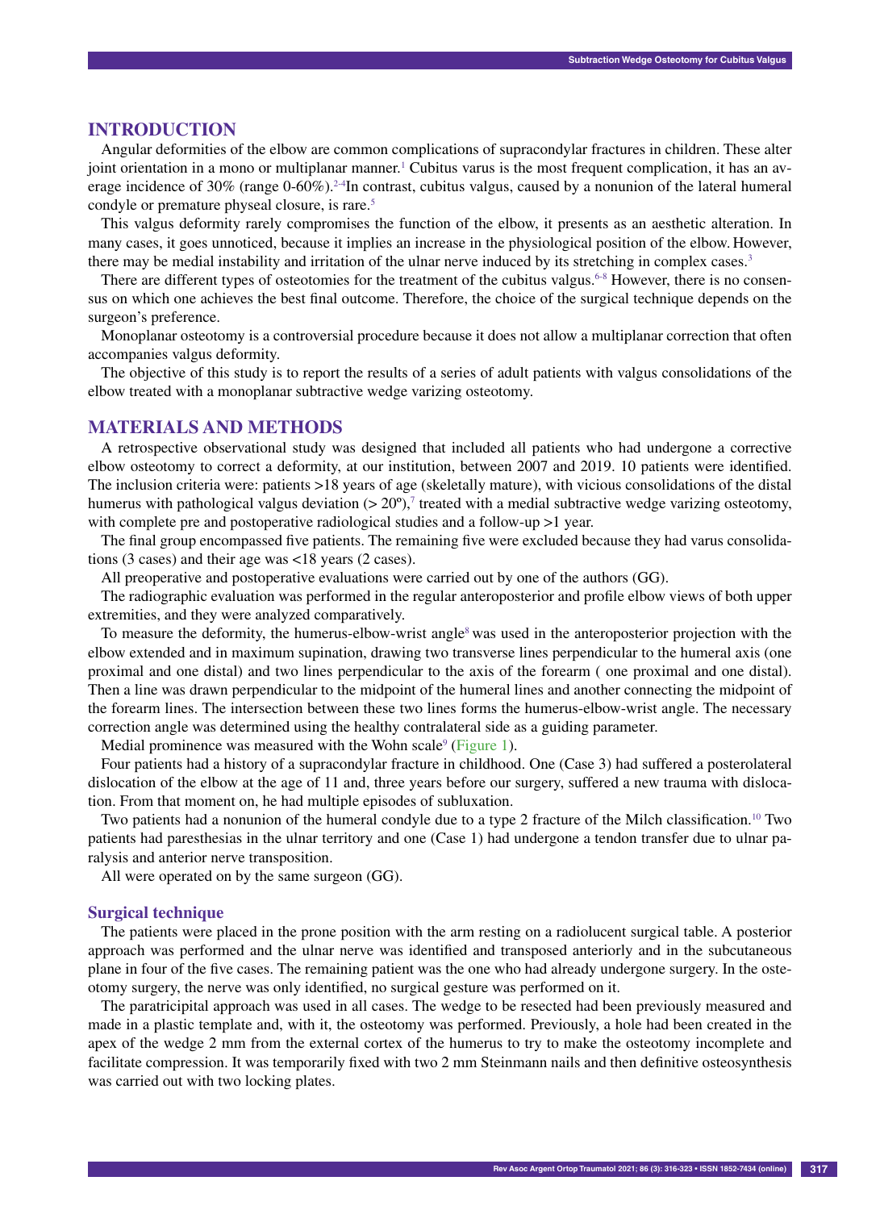## INTRODUCTION

Angular deformities of the elbow are common complications of supracondylar fractures in children. These alter joint orientation in a mono or multiplanar manner.[1] Cubitus varus is the most frequent complication, it has an average incidence of 30% (range 0-60%).[2-4]In contrast, cubitus valgus, caused by a nonunion of the lateral humeral condyle or premature physeal closure, is rare.[5]

This valgus deformity rarely compromises the function of the elbow, it presents as an aesthetic alteration. In many cases, it goes unnoticed, because it implies an increase in the physiological position of the elbow. However, there may be medial instability and irritation of the ulnar nerve induced by its stretching in complex cases.[3]

There are different types of osteotomies for the treatment of the cubitus valgus.[6-8] However, there is no consensus on which one achieves the best final outcome. Therefore, the choice of the surgical technique depends on the surgeon's preference.

Monoplanar osteotomy is a controversial procedure because it does not allow a multiplanar correction that often accompanies valgus deformity.

The objective of this study is to report the results of a series of adult patients with valgus consolidations of the elbow treated with a monoplanar subtractive wedge varizing osteotomy.

## MATERIALS AND METHODS

A retrospective observational study was designed that included all patients who had undergone a corrective elbow osteotomy to correct a deformity, at our institution, between 2007 and 2019. 10 patients were identified. The inclusion criteria were: patients >18 years of age (skeletally mature), with vicious consolidations of the distal humerus with pathological valgus deviation (> 20º),[7] treated with a medial subtractive wedge varizing osteotomy, with complete pre and postoperative radiological studies and a follow-up >1 year.

The final group encompassed five patients. The remaining five were excluded because they had varus consolidations (3 cases) and their age was <18 years (2 cases).

All preoperative and postoperative evaluations were carried out by one of the authors (GG).

The radiographic evaluation was performed in the regular anteroposterior and profile elbow views of both upper extremities, and they were analyzed comparatively.

To measure the deformity, the humerus-elbow-wrist angle[8] was used in the anteroposterior projection with the elbow extended and in maximum supination, drawing two transverse lines perpendicular to the humeral axis (one proximal and one distal) and two lines perpendicular to the axis of the forearm ( one proximal and one distal). Then a line was drawn perpendicular to the midpoint of the humeral lines and another connecting the midpoint of the forearm lines. The intersection between these two lines forms the humerus-elbow-wrist angle. The necessary correction angle was determined using the healthy contralateral side as a guiding parameter.

Medial prominence was measured with the Wohn scale[9] (Figure 1).

Four patients had a history of a supracondylar fracture in childhood. One (Case 3) had suffered a posterolateral dislocation of the elbow at the age of 11 and, three years before our surgery, suffered a new trauma with dislocation. From that moment on, he had multiple episodes of subluxation.

Two patients had a nonunion of the humeral condyle due to a type 2 fracture of the Milch classification.[10] Two patients had paresthesias in the ulnar territory and one (Case 1) had undergone a tendon transfer due to ulnar paralysis and anterior nerve transposition.

All were operated on by the same surgeon (GG).

### Surgical technique

The patients were placed in the prone position with the arm resting on a radiolucent surgical table. A posterior approach was performed and the ulnar nerve was identified and transposed anteriorly and in the subcutaneous plane in four of the five cases. The remaining patient was the one who had already undergone surgery. In the osteotomy surgery, the nerve was only identified, no surgical gesture was performed on it.

The paratricipital approach was used in all cases. The wedge to be resected had been previously measured and made in a plastic template and, with it, the osteotomy was performed. Previously, a hole had been created in the apex of the wedge 2 mm from the external cortex of the humerus to try to make the osteotomy incomplete and facilitate compression. It was temporarily fixed with two 2 mm Steinmann nails and then definitive osteosynthesis was carried out with two locking plates.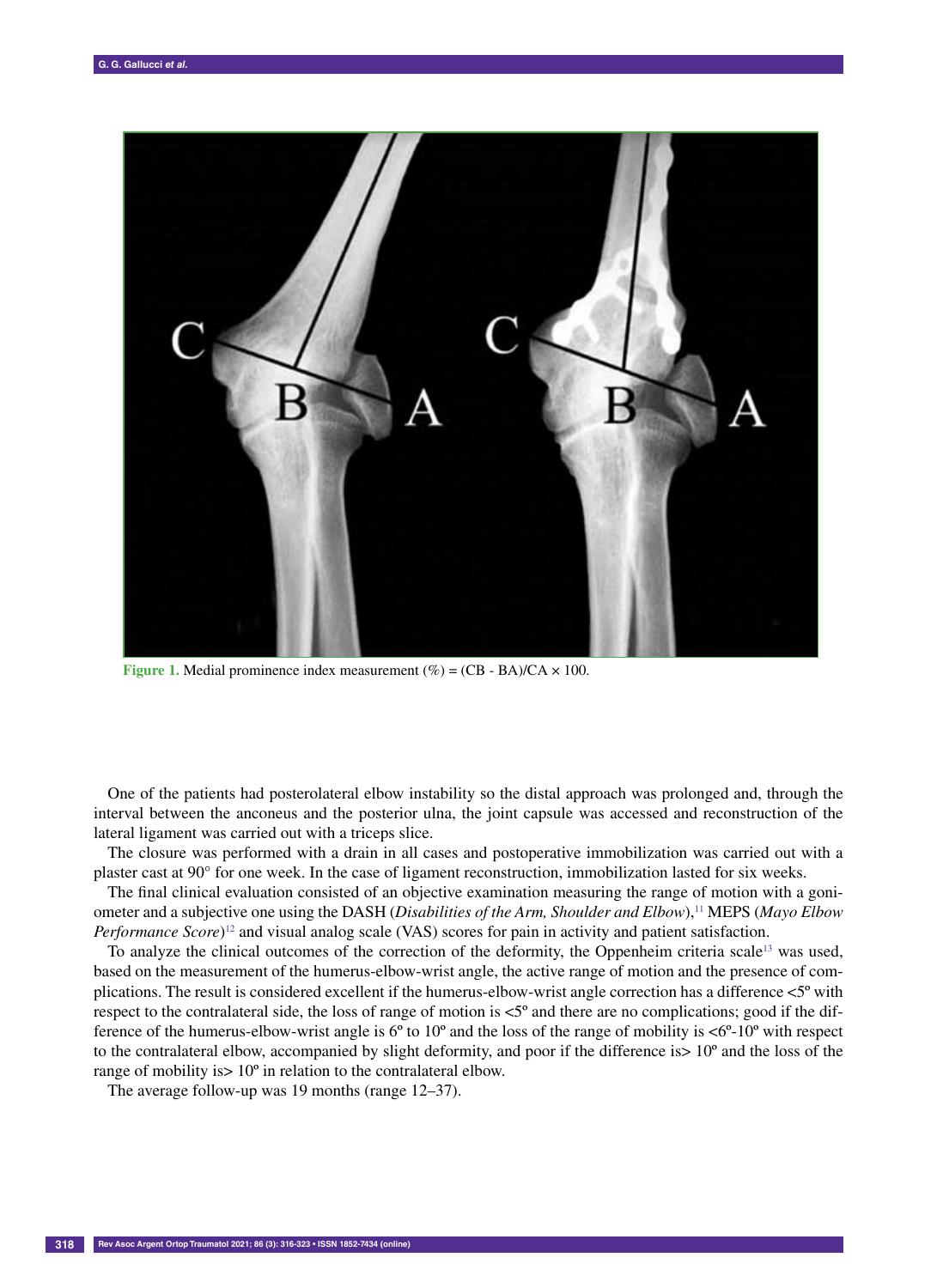Figure 1. Medial prominence index measurement (%) = (CB - BA)/CA × 100.

One of the patients had posterolateral elbow instability so the distal approach was prolonged and, through the interval between the anconeus and the posterior ulna, the joint capsule was accessed and reconstruction of the lateral ligament was carried out with a triceps slice.

The closure was performed with a drain in all cases and postoperative immobilization was carried out with a plaster cast at 90° for one week. In the case of ligament reconstruction, immobilization lasted for six weeks.

The final clinical evaluation consisted of an objective examination measuring the range of motion with a goniometer and a subjective one using the DASH (*Disabilities of the Arm, Shoulder and Elbow*),[11] MEPS (*Mayo Elbow Performance Score*)[12] and visual analog scale (VAS) scores for pain in activity and patient satisfaction.

To analyze the clinical outcomes of the correction of the deformity, the Oppenheim criteria scale[13] was used, based on the measurement of the humerus-elbow-wrist angle, the active range of motion and the presence of complications. The result is considered excellent if the humerus-elbow-wrist angle correction has a difference <5º with respect to the contralateral side, the loss of range of motion is <5º and there are no complications; good if the difference of the humerus-elbow-wrist angle is 6º to 10º and the loss of the range of mobility is <6º-10º with respect to the contralateral elbow, accompanied by slight deformity, and poor if the difference is> 10º and the loss of the range of mobility is> 10º in relation to the contralateral elbow.

The average follow-up was 19 months (range 12–37).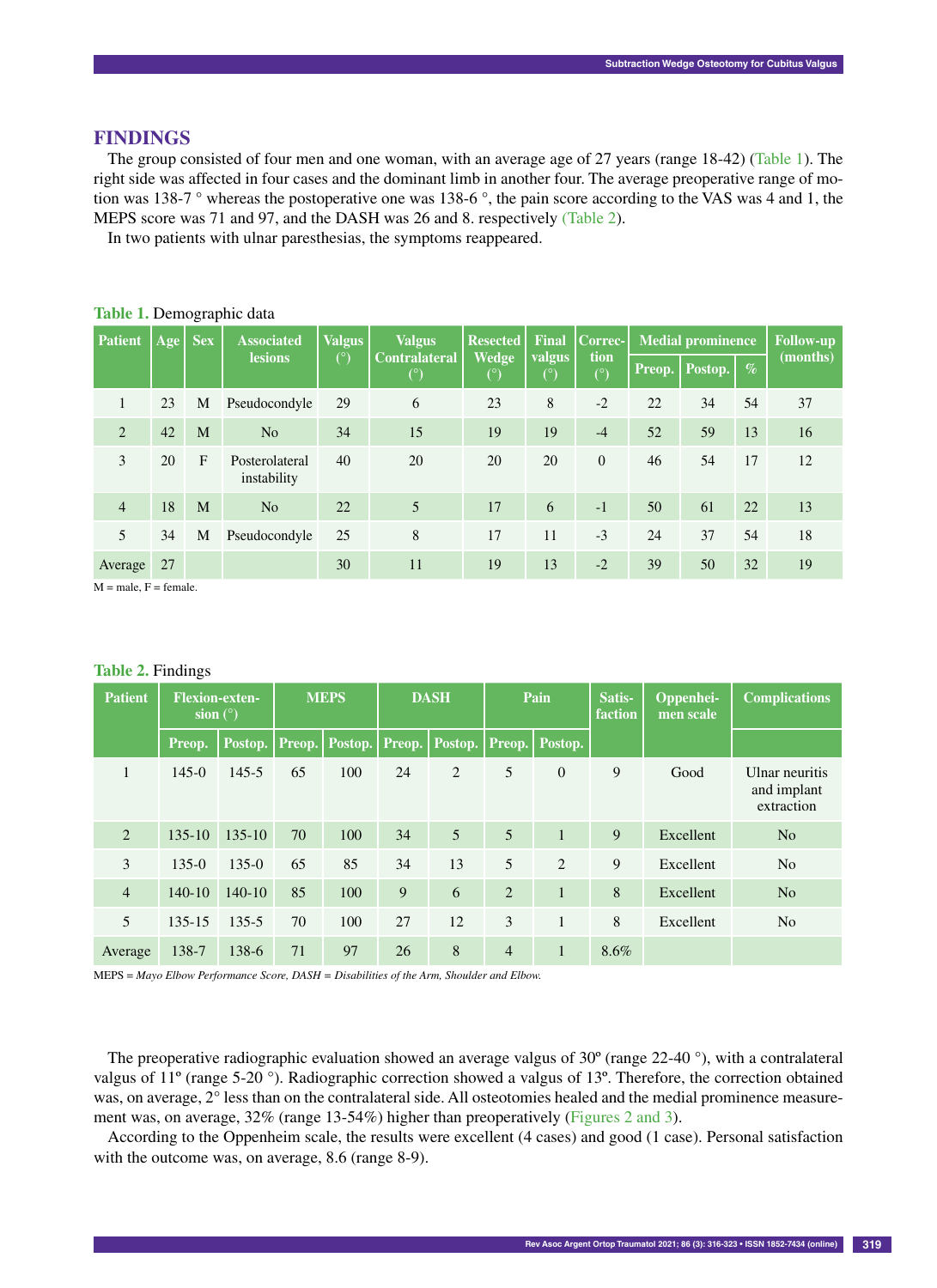## FINDINGS

The group consisted of four men and one woman, with an average age of 27 years (range 18-42) (Table 1). The right side was affected in four cases and the dominant limb in another four. The average preoperative range of motion was 138-7 ° whereas the postoperative one was 138-6 °, the pain score according to the VAS was 4 and 1, the MEPS score was 71 and 97, and the DASH was 26 and 8. respectively (Table 2).

In two patients with ulnar paresthesias, the symptoms reappeared.

**Table 1.** Demographic data

| Patient | Age | Sex | Associated lesions | Valgus (°) | Valgus Contralateral (°) | Resected Wedge (°) | Final valgus (°) | Correction (°) | Medial prominence | | | Follow-up (months) |
|---|---|---|---|---|---|---|---|---|---|---|---|---|
| | | | | | | | | | Preop. | Postop. | % | |
| 1 | 23 | M | Pseudocondyle | 29 | 6 | 23 | 8 | -2 | 22 | 34 | 54 | 37 |
| 2 | 42 | M | No | 34 | 15 | 19 | 19 | -4 | 52 | 59 | 13 | 16 |
| 3 | 20 | F | Posterolateral instability | 40 | 20 | 20 | 20 | 0 | 46 | 54 | 17 | 12 |
| 4 | 18 | M | No | 22 | 5 | 17 | 6 | -1 | 50 | 61 | 22 | 13 |
| 5 | 34 | M | Pseudocondyle | 25 | 8 | 17 | 11 | -3 | 24 | 37 | 54 | 18 |
| Average | 27 | | | 30 | 11 | 19 | 13 | -2 | 39 | 50 | 32 | 19 |

M = male, F = female.

**Table 2.** Findings

| Patient | Flexion-extension (°) | | MEPS | | DASH | | Pain | | Satisfaction | Oppenheimen scale | Complications |
|---|---|---|---|---|---|---|---|---|---|---|---|
| | Preop. | Postop. | Preop. | Postop. | Preop. | Postop. | Preop. | Postop. | | | |
| 1 | 145-0 | 145-5 | 65 | 100 | 24 | 2 | 5 | 0 | 9 | Good | Ulnar neuritis and implant extraction |
| 2 | 135-10 | 135-10 | 70 | 100 | 34 | 5 | 5 | 1 | 9 | Excellent | No |
| 3 | 135-0 | 135-0 | 65 | 85 | 34 | 13 | 5 | 2 | 9 | Excellent | No |
| 4 | 140-10 | 140-10 | 85 | 100 | 9 | 6 | 2 | 1 | 8 | Excellent | No |
| 5 | 135-15 | 135-5 | 70 | 100 | 27 | 12 | 3 | 1 | 8 | Excellent | No |
| Average | 138-7 | 138-6 | 71 | 97 | 26 | 8 | 4 | 1 | 8.6% | | |

MEPS = *Mayo Elbow Performance Score*, DASH = *Disabilities of the Arm, Shoulder and Elbow.*

The preoperative radiographic evaluation showed an average valgus of 30º (range 22-40 °), with a contralateral valgus of 11º (range 5-20 °). Radiographic correction showed a valgus of 13º. Therefore, the correction obtained was, on average, 2° less than on the contralateral side. All osteotomies healed and the medial prominence measurement was, on average, 32% (range 13-54%) higher than preoperatively (Figures 2 and 3).

According to the Oppenheim scale, the results were excellent (4 cases) and good (1 case). Personal satisfaction with the outcome was, on average, 8.6 (range 8-9).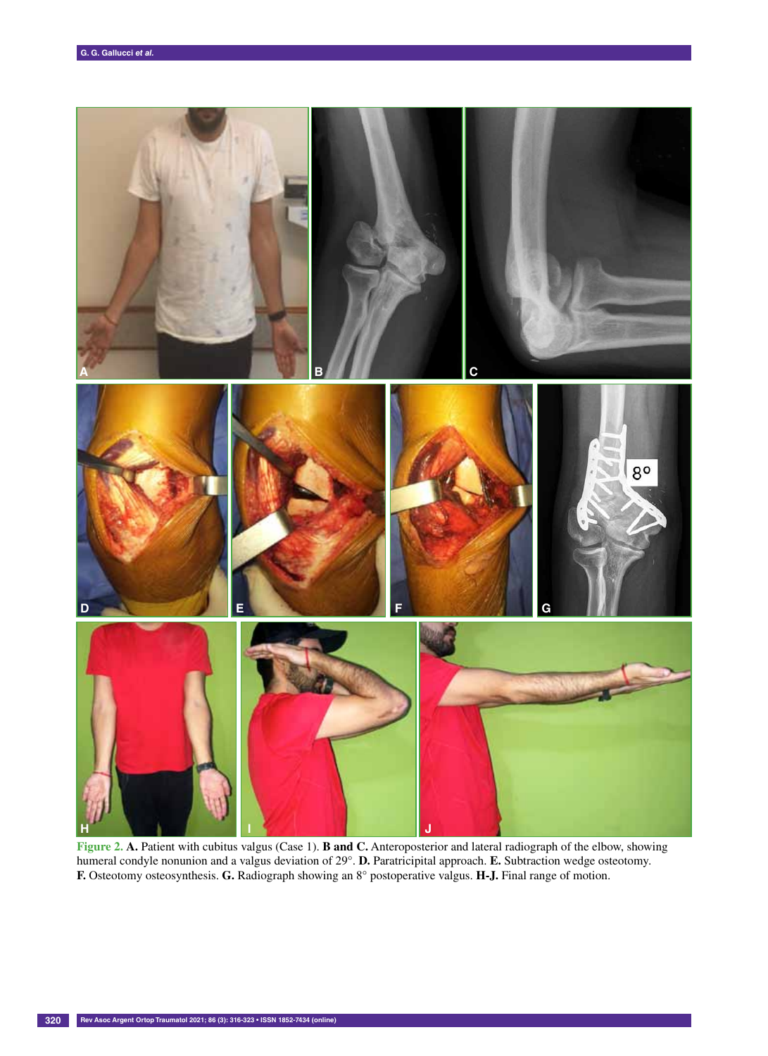Figure 2. **A.** Patient with cubitus valgus (Case 1). **B and C.** Anteroposterior and lateral radiograph of the elbow, showing humeral condyle nonunion and a valgus deviation of 29°. **D.** Paratricipital approach. **E.** Subtraction wedge osteotomy. **F.** Osteotomy osteosynthesis. **G.** Radiograph showing an 8° postoperative valgus. **H-J.** Final range of motion.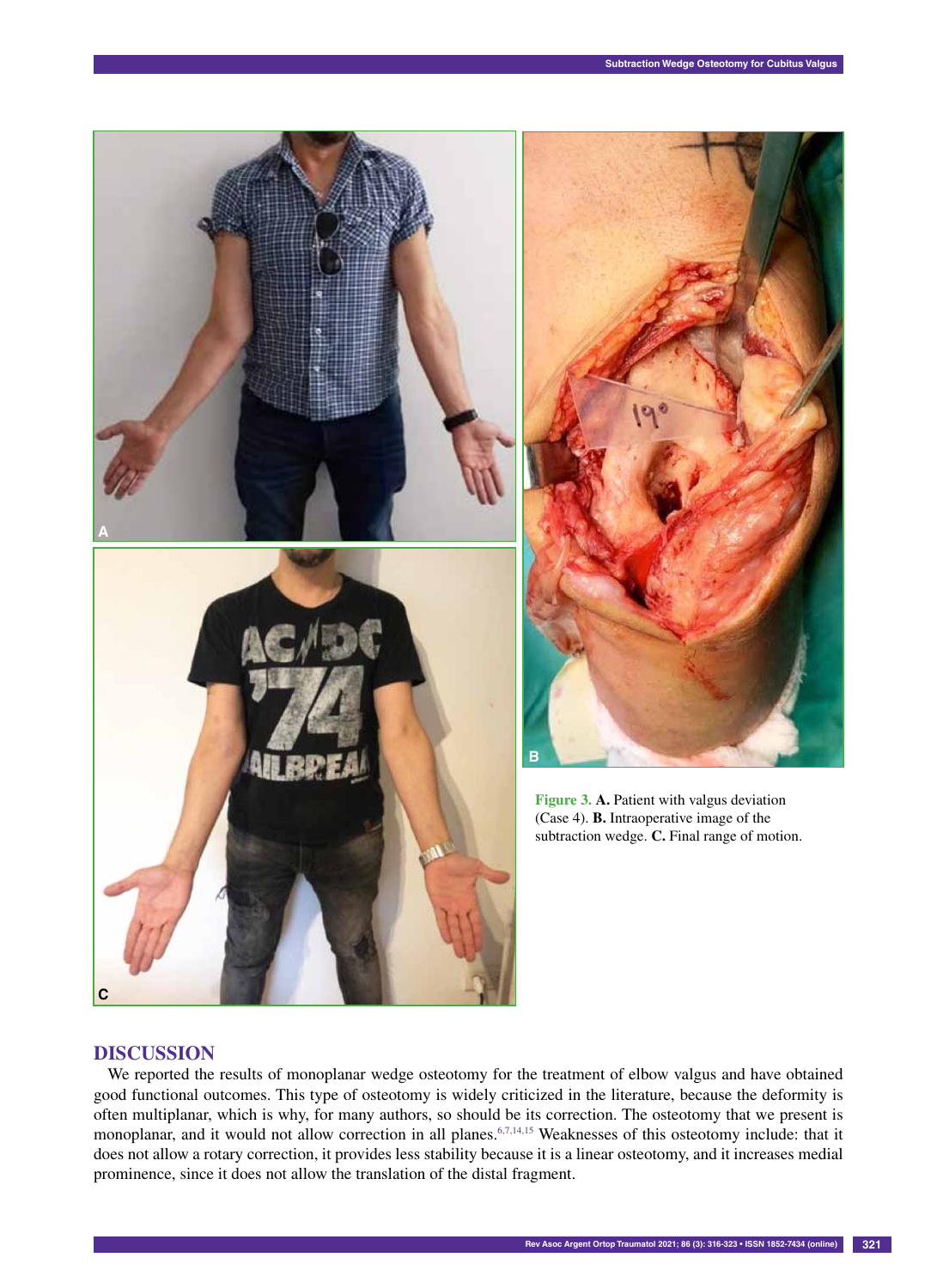**Figure 3. A.** Patient with valgus deviation (Case 4). **B.** Intraoperative image of the subtraction wedge. **C.** Final range of motion.

## DISCUSSION

We reported the results of monoplanar wedge osteotomy for the treatment of elbow valgus and have obtained good functional outcomes. This type of osteotomy is widely criticized in the literature, because the deformity is often multiplanar, which is why, for many authors, so should be its correction. The osteotomy that we present is monoplanar, and it would not allow correction in all planes.[6,7,14,15] Weaknesses of this osteotomy include: that it does not allow a rotary correction, it provides less stability because it is a linear osteotomy, and it increases medial prominence, since it does not allow the translation of the distal fragment.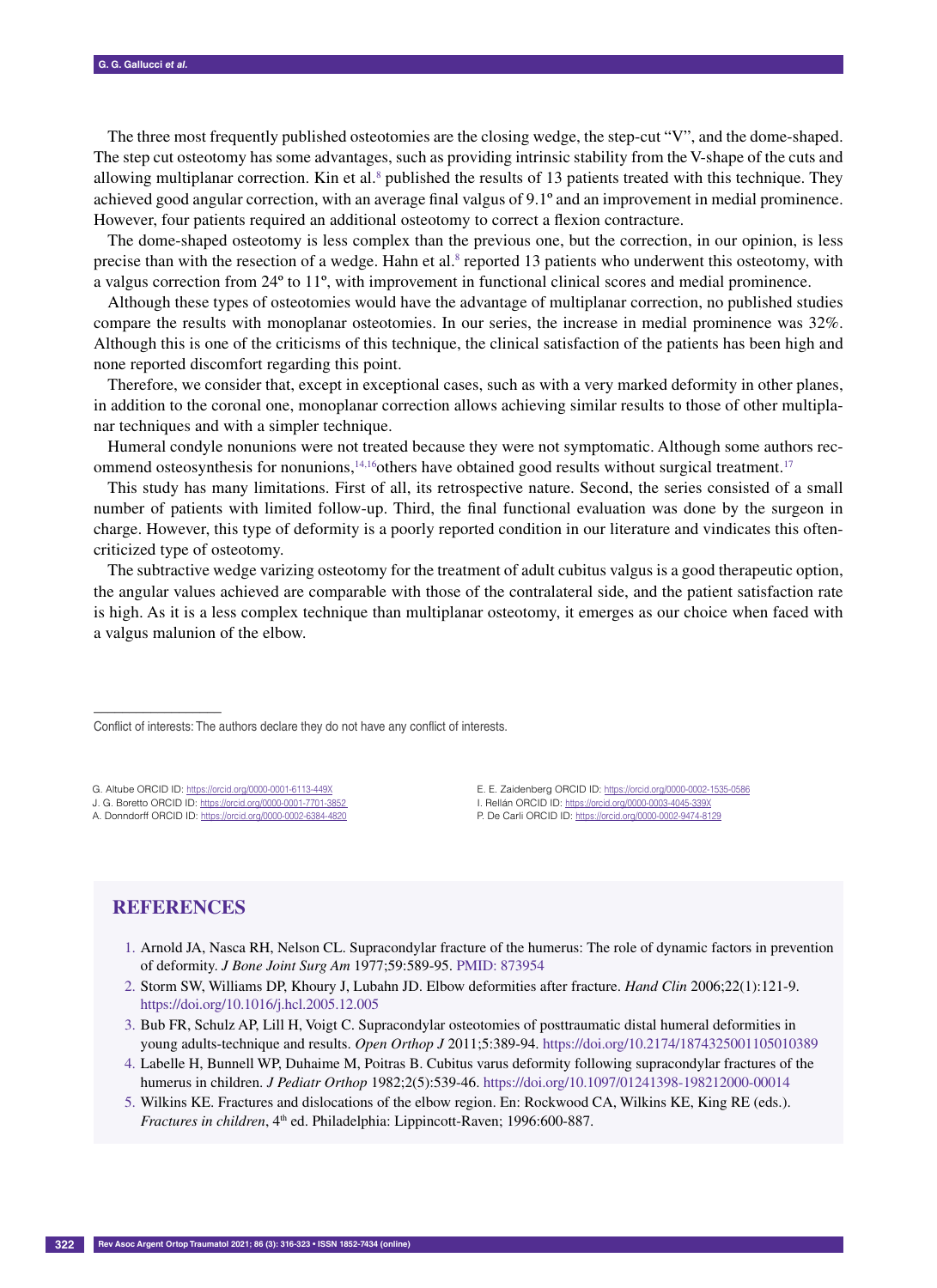The three most frequently published osteotomies are the closing wedge, the step-cut "V", and the dome-shaped. The step cut osteotomy has some advantages, such as providing intrinsic stability from the V-shape of the cuts and allowing multiplanar correction. Kin et al.[8] published the results of 13 patients treated with this technique. They achieved good angular correction, with an average final valgus of 9.1º and an improvement in medial prominence. However, four patients required an additional osteotomy to correct a flexion contracture.

The dome-shaped osteotomy is less complex than the previous one, but the correction, in our opinion, is less precise than with the resection of a wedge. Hahn et al.[8] reported 13 patients who underwent this osteotomy, with a valgus correction from 24º to 11º, with improvement in functional clinical scores and medial prominence.

Although these types of osteotomies would have the advantage of multiplanar correction, no published studies compare the results with monoplanar osteotomies. In our series, the increase in medial prominence was 32%. Although this is one of the criticisms of this technique, the clinical satisfaction of the patients has been high and none reported discomfort regarding this point.

Therefore, we consider that, except in exceptional cases, such as with a very marked deformity in other planes, in addition to the coronal one, monoplanar correction allows achieving similar results to those of other multiplanar techniques and with a simpler technique.

Humeral condyle nonunions were not treated because they were not symptomatic. Although some authors recommend osteosynthesis for nonunions,[14,16]others have obtained good results without surgical treatment.[17]

This study has many limitations. First of all, its retrospective nature. Second, the series consisted of a small number of patients with limited follow-up. Third, the final functional evaluation was done by the surgeon in charge. However, this type of deformity is a poorly reported condition in our literature and vindicates this often-criticized type of osteotomy.

The subtractive wedge varizing osteotomy for the treatment of adult cubitus valgus is a good therapeutic option, the angular values achieved are comparable with those of the contralateral side, and the patient satisfaction rate is high. As it is a less complex technique than multiplanar osteotomy, it emerges as our choice when faced with a valgus malunion of the elbow.

---

Conflict of interests: The authors declare they do not have any conflict of interests.

G. Altube ORCID ID: https://orcid.org/0000-0001-6113-449X
J. G. Boretto ORCID ID: https://orcid.org/0000-0001-7701-3852
A. Donndorff ORCID ID: https://orcid.org/0000-0002-6384-4820
E. E. Zaidenberg ORCID ID: https://orcid.org/0000-0002-1535-0586
I. Rellán ORCID ID: https://orcid.org/0000-0003-4045-339X
P. De Carli ORCID ID: https://orcid.org/0000-0002-9474-8129

## REFERENCES

1. Arnold JA, Nasca RH, Nelson CL. Supracondylar fracture of the humerus: The role of dynamic factors in prevention of deformity. *J Bone Joint Surg Am* 1977;59:589-95. PMID: 873954
2. Storm SW, Williams DP, Khoury J, Lubahn JD. Elbow deformities after fracture. *Hand Clin* 2006;22(1):121-9. https://doi.org/10.1016/j.hcl.2005.12.005
3. Bub FR, Schulz AP, Lill H, Voigt C. Supracondylar osteotomies of posttraumatic distal humeral deformities in young adults-technique and results. *Open Orthop J* 2011;5:389-94. https://doi.org/10.2174/1874325001105010389
4. Labelle H, Bunnell WP, Duhaime M, Poitras B. Cubitus varus deformity following supracondylar fractures of the humerus in children. *J Pediatr Orthop* 1982;2(5):539-46. https://doi.org/10.1097/01241398-198212000-00014
5. Wilkins KE. Fractures and dislocations of the elbow region. En: Rockwood CA, Wilkins KE, King RE (eds.). *Fractures in children*, 4th ed. Philadelphia: Lippincott-Raven; 1996:600-887.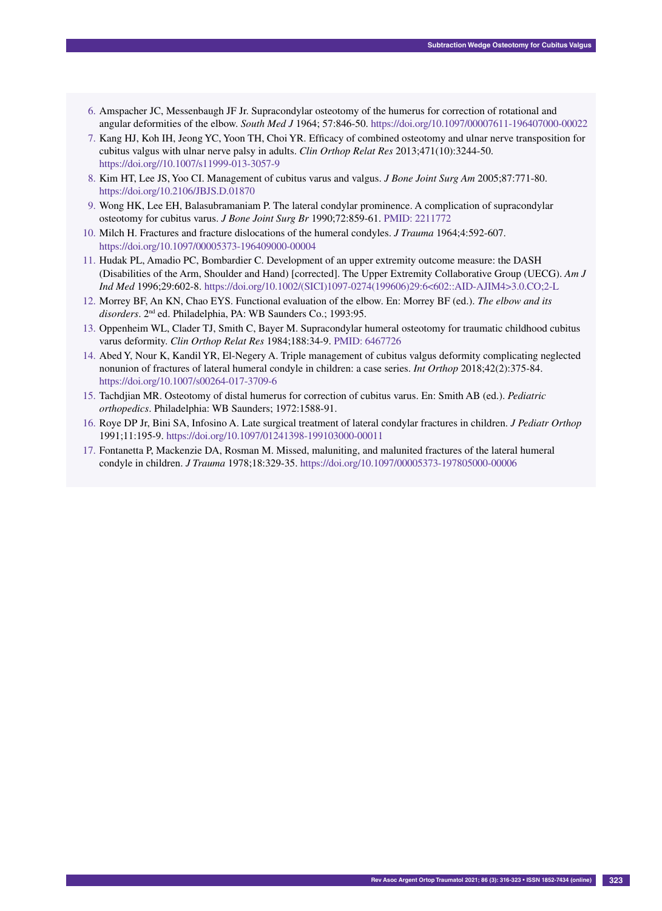6. Amspacher JC, Messenbaugh JF Jr. Supracondylar osteotomy of the humerus for correction of rotational and angular deformities of the elbow. *South Med J* 1964; 57:846-50. https://doi.org/10.1097/00007611-196407000-00022
7. Kang HJ, Koh IH, Jeong YC, Yoon TH, Choi YR. Efficacy of combined osteotomy and ulnar nerve transposition for cubitus valgus with ulnar nerve palsy in adults. *Clin Orthop Relat Res* 2013;471(10):3244-50. https://doi.org//10.1007/s11999-013-3057-9
8. Kim HT, Lee JS, Yoo CI. Management of cubitus varus and valgus. *J Bone Joint Surg Am* 2005;87:771-80. https://doi.org/10.2106/JBJS.D.01870
9. Wong HK, Lee EH, Balasubramaniam P. The lateral condylar prominence. A complication of supracondylar osteotomy for cubitus varus. *J Bone Joint Surg Br* 1990;72:859-61. PMID: 2211772
10. Milch H. Fractures and fracture dislocations of the humeral condyles. *J Trauma* 1964;4:592-607. https://doi.org/10.1097/00005373-196409000-00004
11. Hudak PL, Amadio PC, Bombardier C. Development of an upper extremity outcome measure: the DASH (Disabilities of the Arm, Shoulder and Hand) [corrected]. The Upper Extremity Collaborative Group (UECG). *Am J Ind Med* 1996;29:602-8. https://doi.org/10.1002/(SICI)1097-0274(199606)29:6<602::AID-AJIM4>3.0.CO;2-L
12. Morrey BF, An KN, Chao EYS. Functional evaluation of the elbow. En: Morrey BF (ed.). *The elbow and its disorders*. 2nd ed. Philadelphia, PA: WB Saunders Co.; 1993:95.
13. Oppenheim WL, Clader TJ, Smith C, Bayer M. Supracondylar humeral osteotomy for traumatic childhood cubitus varus deformity. *Clin Orthop Relat Res* 1984;188:34-9. PMID: 6467726
14. Abed Y, Nour K, Kandil YR, El-Negery A. Triple management of cubitus valgus deformity complicating neglected nonunion of fractures of lateral humeral condyle in children: a case series. *Int Orthop* 2018;42(2):375-84. https://doi.org/10.1007/s00264-017-3709-6
15. Tachdjian MR. Osteotomy of distal humerus for correction of cubitus varus. En: Smith AB (ed.). *Pediatric orthopedics*. Philadelphia: WB Saunders; 1972:1588-91.
16. Roye DP Jr, Bini SA, Infosino A. Late surgical treatment of lateral condylar fractures in children. *J Pediatr Orthop* 1991;11:195-9. https://doi.org/10.1097/01241398-199103000-00011
17. Fontanetta P, Mackenzie DA, Rosman M. Missed, maluniting, and malunited fractures of the lateral humeral condyle in children. *J Trauma* 1978;18:329-35. https://doi.org/10.1097/00005373-197805000-00006